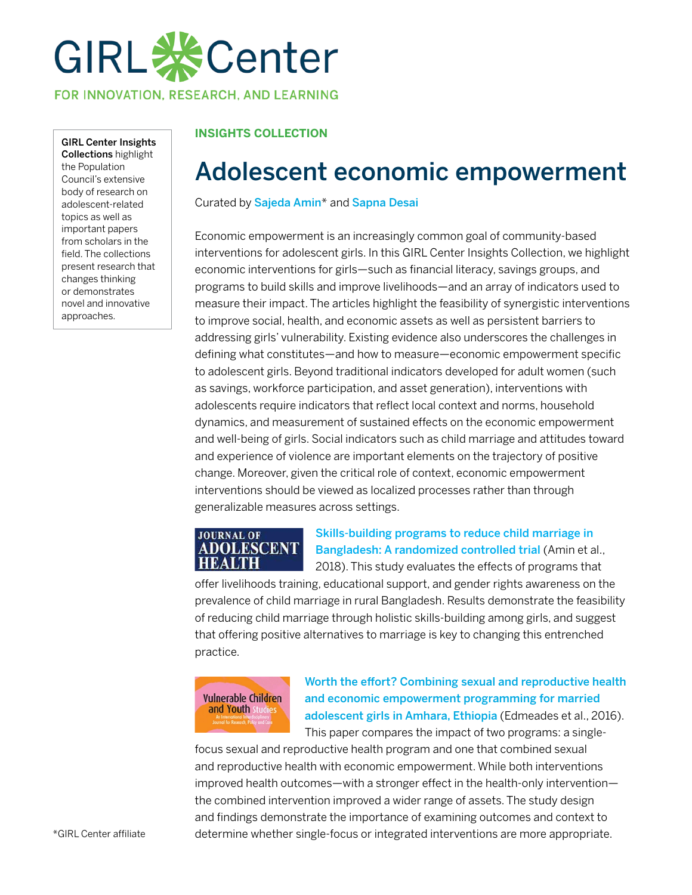# GIRL Center

FOR INNOVATION, RESEARCH, AND LEARNING

**GIRL Center Insights Collections** highlight the Population Council's extensive body of research on adolescent-related topics as well as important papers from scholars in the field. The collections present research that changes thinking or demonstrates novel and innovative approaches.

**INSIGHTS COLLECTION**

## Adolescent economic empowerment

Curated by Sajeda Amin* and Sapna Desai

Economic empowerment is an increasingly common goal of community-based interventions for adolescent girls. In this GIRL Center Insights Collection, we highlight economic interventions for girls—such as financial literacy, savings groups, and programs to build skills and improve livelihoods—and an array of indicators used to measure their impact. The articles highlight the feasibility of synergistic interventions to improve social, health, and economic assets as well as persistent barriers to addressing girls' vulnerability. Existing evidence also underscores the challenges in defining what constitutes—and how to measure—economic empowerment specific to adolescent girls. Beyond traditional indicators developed for adult women (such as savings, workforce participation, and asset generation), interventions with adolescents require indicators that reflect local context and norms, household dynamics, and measurement of sustained effects on the economic empowerment and well-being of girls. Social indicators such as child marriage and attitudes toward and experience of violence are important elements on the trajectory of positive change. Moreover, given the critical role of context, economic empowerment interventions should be viewed as localized processes rather than through generalizable measures across settings.

JOURNAL OF ADOLESCENT HEALTH

**Skills-building programs to reduce child marriage in Bangladesh: A randomized controlled trial** (Amin et al., 2018). This study evaluates the effects of programs that offer livelihoods training, educational support, and gender rights awareness on the prevalence of child marriage in rural Bangladesh. Results demonstrate the feasibility of reducing child marriage through holistic skills-building among girls, and suggest that offering positive alternatives to marriage is key to changing this entrenched practice.

Vulnerable Children and Youth Studies — An International Interdisciplinary Journal for Research, Policy and Care

**Worth the effort? Combining sexual and reproductive health and economic empowerment programming for married adolescent girls in Amhara, Ethiopia** (Edmeades et al., 2016). This paper compares the impact of two programs: a single-focus sexual and reproductive health program and one that combined sexual and reproductive health with economic empowerment. While both interventions improved health outcomes—with a stronger effect in the health-only intervention—the combined intervention improved a wider range of assets. The study design and findings demonstrate the importance of examining outcomes and context to determine whether single-focus or integrated interventions are more appropriate.

*GIRL Center affiliate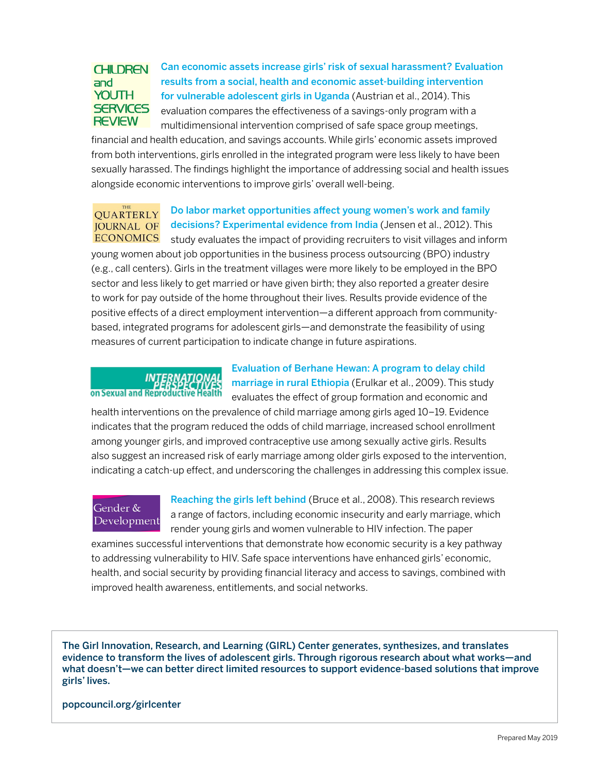CHILDREN and YOUTH SERVICES REVIEW

**Can economic assets increase girls' risk of sexual harassment? Evaluation results from a social, health and economic asset-building intervention for vulnerable adolescent girls in Uganda** (Austrian et al., 2014). This evaluation compares the effectiveness of a savings-only program with a multidimensional intervention comprised of safe space group meetings, financial and health education, and savings accounts. While girls' economic assets improved from both interventions, girls enrolled in the integrated program were less likely to have been sexually harassed. The findings highlight the importance of addressing social and health issues alongside economic interventions to improve girls' overall well-being.

THE QUARTERLY JOURNAL OF ECONOMICS

**Do labor market opportunities affect young women's work and family decisions? Experimental evidence from India** (Jensen et al., 2012). This study evaluates the impact of providing recruiters to visit villages and inform young women about job opportunities in the business process outsourcing (BPO) industry (e.g., call centers). Girls in the treatment villages were more likely to be employed in the BPO sector and less likely to get married or have given birth; they also reported a greater desire to work for pay outside of the home throughout their lives. Results provide evidence of the positive effects of a direct employment intervention—a different approach from community-based, integrated programs for adolescent girls—and demonstrate the feasibility of using measures of current participation to indicate change in future aspirations.

INTERNATIONAL PERSPECTIVES on Sexual and Reproductive Health

**Evaluation of Berhane Hewan: A program to delay child marriage in rural Ethiopia** (Erulkar et al., 2009). This study evaluates the effect of group formation and economic and health interventions on the prevalence of child marriage among girls aged 10–19. Evidence indicates that the program reduced the odds of child marriage, increased school enrollment among younger girls, and improved contraceptive use among sexually active girls. Results also suggest an increased risk of early marriage among older girls exposed to the intervention, indicating a catch-up effect, and underscoring the challenges in addressing this complex issue.

Gender & Development

**Reaching the girls left behind** (Bruce et al., 2008). This research reviews a range of factors, including economic insecurity and early marriage, which render young girls and women vulnerable to HIV infection. The paper examines successful interventions that demonstrate how economic security is a key pathway to addressing vulnerability to HIV. Safe space interventions have enhanced girls' economic, health, and social security by providing financial literacy and access to savings, combined with improved health awareness, entitlements, and social networks.

**The Girl Innovation, Research, and Learning (GIRL) Center generates, synthesizes, and translates evidence to transform the lives of adolescent girls. Through rigorous research about what works—and what doesn't—we can better direct limited resources to support evidence-based solutions that improve girls' lives.**

**popcouncil.org/girlcenter**

Prepared May 2019